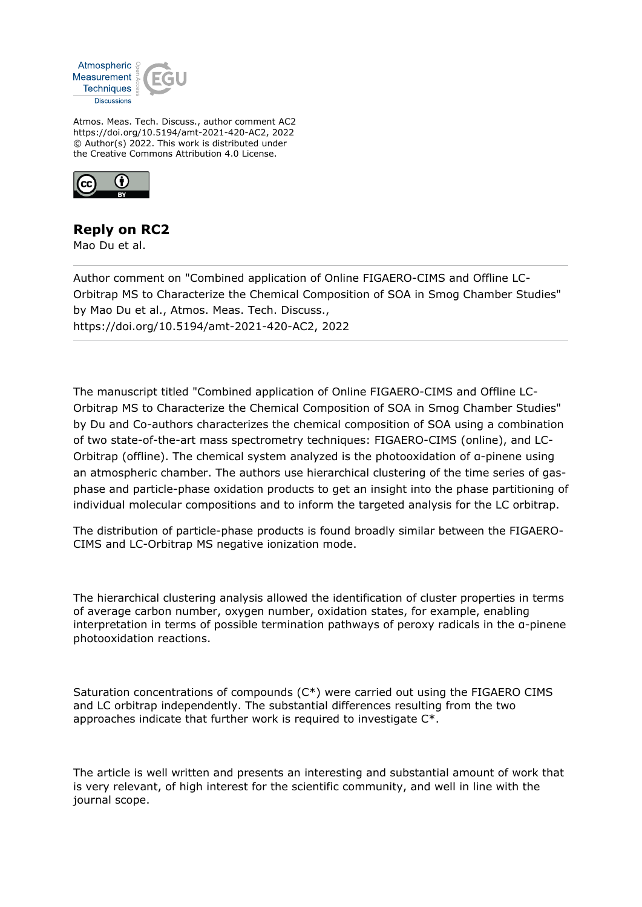Atmospheric Measurement Techniques Discussions

Atmos. Meas. Tech. Discuss., author comment AC2
https://doi.org/10.5194/amt-2021-420-AC2, 2022
© Author(s) 2022. This work is distributed under the Creative Commons Attribution 4.0 License.

## Reply on RC2

Mao Du et al.

---

Author comment on "Combined application of Online FIGAERO-CIMS and Offline LC-Orbitrap MS to Characterize the Chemical Composition of SOA in Smog Chamber Studies" by Mao Du et al., Atmos. Meas. Tech. Discuss., https://doi.org/10.5194/amt-2021-420-AC2, 2022

---

The manuscript titled "Combined application of Online FIGAERO-CIMS and Offline LC-Orbitrap MS to Characterize the Chemical Composition of SOA in Smog Chamber Studies" by Du and Co-authors characterizes the chemical composition of SOA using a combination of two state-of-the-art mass spectrometry techniques: FIGAERO-CIMS (online), and LC-Orbitrap (offline). The chemical system analyzed is the photooxidation of α-pinene using an atmospheric chamber. The authors use hierarchical clustering of the time series of gas-phase and particle-phase oxidation products to get an insight into the phase partitioning of individual molecular compositions and to inform the targeted analysis for the LC orbitrap.

The distribution of particle-phase products is found broadly similar between the FIGAERO-CIMS and LC-Orbitrap MS negative ionization mode.

The hierarchical clustering analysis allowed the identification of cluster properties in terms of average carbon number, oxygen number, oxidation states, for example, enabling interpretation in terms of possible termination pathways of peroxy radicals in the α-pinene photooxidation reactions.

Saturation concentrations of compounds ($C^*$) were carried out using the FIGAERO CIMS and LC orbitrap independently. The substantial differences resulting from the two approaches indicate that further work is required to investigate $C^*$.

The article is well written and presents an interesting and substantial amount of work that is very relevant, of high interest for the scientific community, and well in line with the journal scope.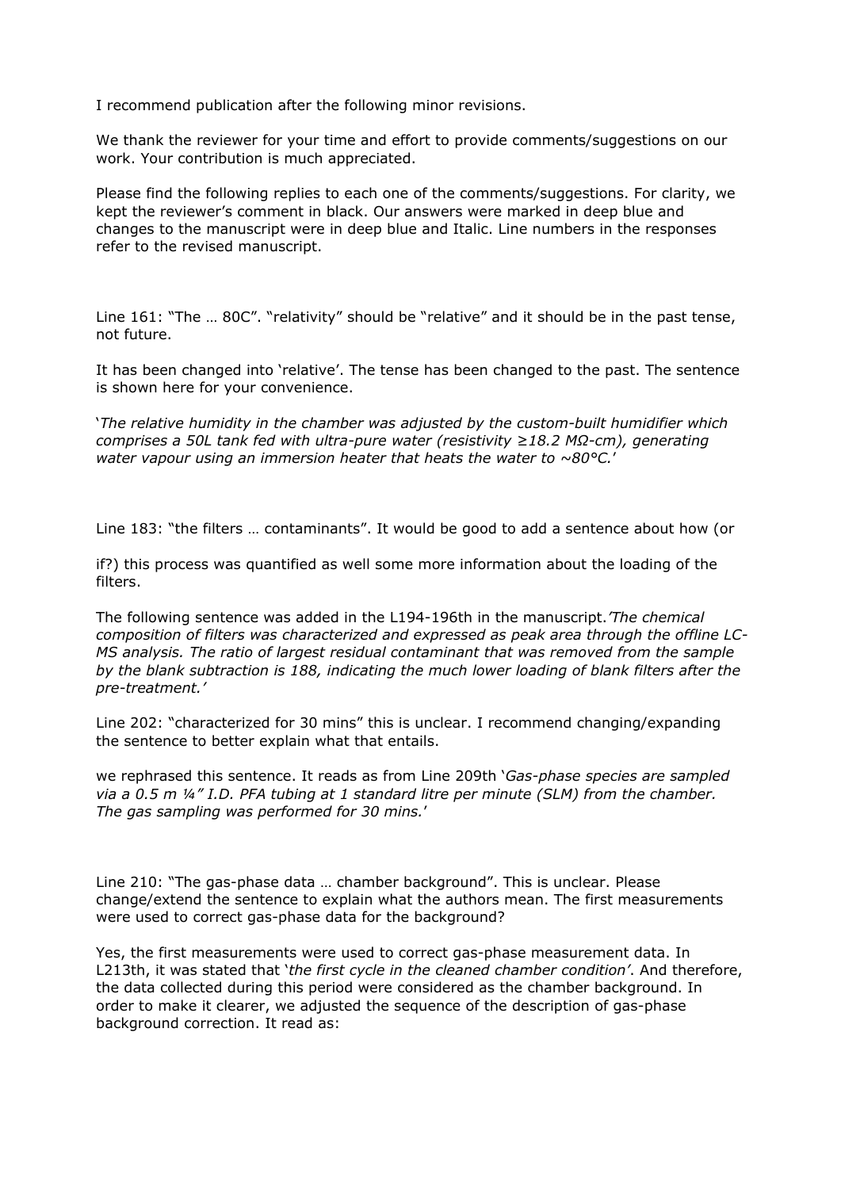I recommend publication after the following minor revisions.

We thank the reviewer for your time and effort to provide comments/suggestions on our work. Your contribution is much appreciated.

Please find the following replies to each one of the comments/suggestions. For clarity, we kept the reviewer's comment in black. Our answers were marked in deep blue and changes to the manuscript were in deep blue and Italic. Line numbers in the responses refer to the revised manuscript.

Line 161: "The … 80C". "relativity" should be "relative" and it should be in the past tense, not future.

It has been changed into 'relative'. The tense has been changed to the past. The sentence is shown here for your convenience.

'*The relative humidity in the chamber was adjusted by the custom-built humidifier which comprises a 50L tank fed with ultra-pure water (resistivity ≥18.2 MΩ-cm), generating water vapour using an immersion heater that heats the water to ~80°C.*'

Line 183: "the filters … contaminants". It would be good to add a sentence about how (or

if?) this process was quantified as well some more information about the loading of the filters.

The following sentence was added in the L194-196th in the manuscript.*'The chemical composition of filters was characterized and expressed as peak area through the offline LC-MS analysis. The ratio of largest residual contaminant that was removed from the sample by the blank subtraction is 188, indicating the much lower loading of blank filters after the pre-treatment.'*

Line 202: "characterized for 30 mins" this is unclear. I recommend changing/expanding the sentence to better explain what that entails.

we rephrased this sentence. It reads as from Line 209th '*Gas-phase species are sampled via a 0.5 m ¼" I.D. PFA tubing at 1 standard litre per minute (SLM) from the chamber. The gas sampling was performed for 30 mins.*'

Line 210: "The gas-phase data … chamber background". This is unclear. Please change/extend the sentence to explain what the authors mean. The first measurements were used to correct gas-phase data for the background?

Yes, the first measurements were used to correct gas-phase measurement data. In L213th, it was stated that '*the first cycle in the cleaned chamber condition*'. And therefore, the data collected during this period were considered as the chamber background. In order to make it clearer, we adjusted the sequence of the description of gas-phase background correction. It read as: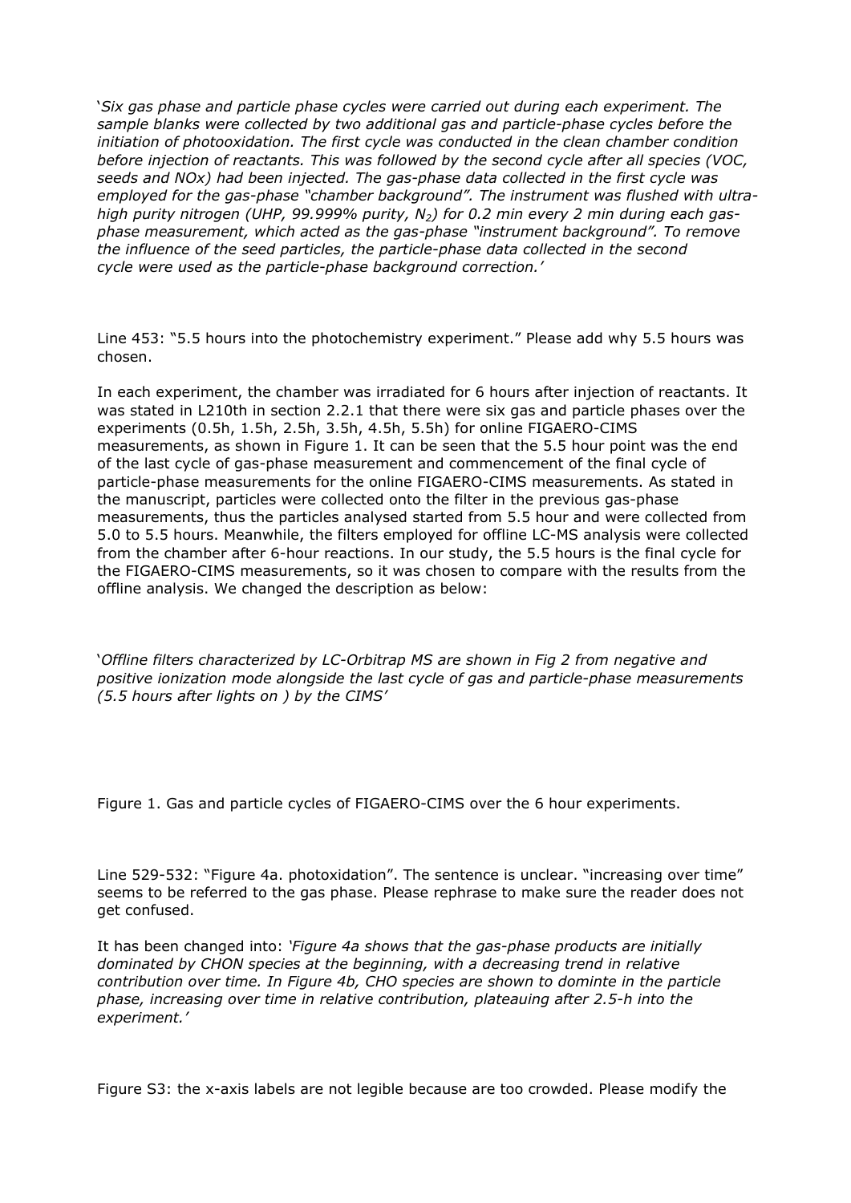'*Six gas phase and particle phase cycles were carried out during each experiment. The sample blanks were collected by two additional gas and particle-phase cycles before the initiation of photooxidation. The first cycle was conducted in the clean chamber condition before injection of reactants. This was followed by the second cycle after all species (VOC, seeds and NOx) had been injected. The gas-phase data collected in the first cycle was employed for the gas-phase "chamber background". The instrument was flushed with ultra-high purity nitrogen (UHP, 99.999% purity, $N_2$) for 0.2 min every 2 min during each gas-phase measurement, which acted as the gas-phase "instrument background". To remove the influence of the seed particles, the particle-phase data collected in the second cycle were used as the particle-phase background correction.*'

Line 453: "5.5 hours into the photochemistry experiment." Please add why 5.5 hours was chosen.

In each experiment, the chamber was irradiated for 6 hours after injection of reactants. It was stated in L210th in section 2.2.1 that there were six gas and particle phases over the experiments (0.5h, 1.5h, 2.5h, 3.5h, 4.5h, 5.5h) for online FIGAERO-CIMS measurements, as shown in Figure 1. It can be seen that the 5.5 hour point was the end of the last cycle of gas-phase measurement and commencement of the final cycle of particle-phase measurements for the online FIGAERO-CIMS measurements. As stated in the manuscript, particles were collected onto the filter in the previous gas-phase measurements, thus the particles analysed started from 5.5 hour and were collected from 5.0 to 5.5 hours. Meanwhile, the filters employed for offline LC-MS analysis were collected from the chamber after 6-hour reactions. In our study, the 5.5 hours is the final cycle for the FIGAERO-CIMS measurements, so it was chosen to compare with the results from the offline analysis. We changed the description as below:

'*Offline filters characterized by LC-Orbitrap MS are shown in Fig 2 from negative and positive ionization mode alongside the last cycle of gas and particle-phase measurements (5.5 hours after lights on ) by the CIMS*'

Figure 1. Gas and particle cycles of FIGAERO-CIMS over the 6 hour experiments.

Line 529-532: "Figure 4a. photoxidation". The sentence is unclear. "increasing over time" seems to be referred to the gas phase. Please rephrase to make sure the reader does not get confused.

It has been changed into: *'Figure 4a shows that the gas-phase products are initially dominated by CHON species at the beginning, with a decreasing trend in relative contribution over time. In Figure 4b, CHO species are shown to dominte in the particle phase, increasing over time in relative contribution, plateauing after 2.5-h into the experiment.'*

Figure S3: the x-axis labels are not legible because are too crowded. Please modify the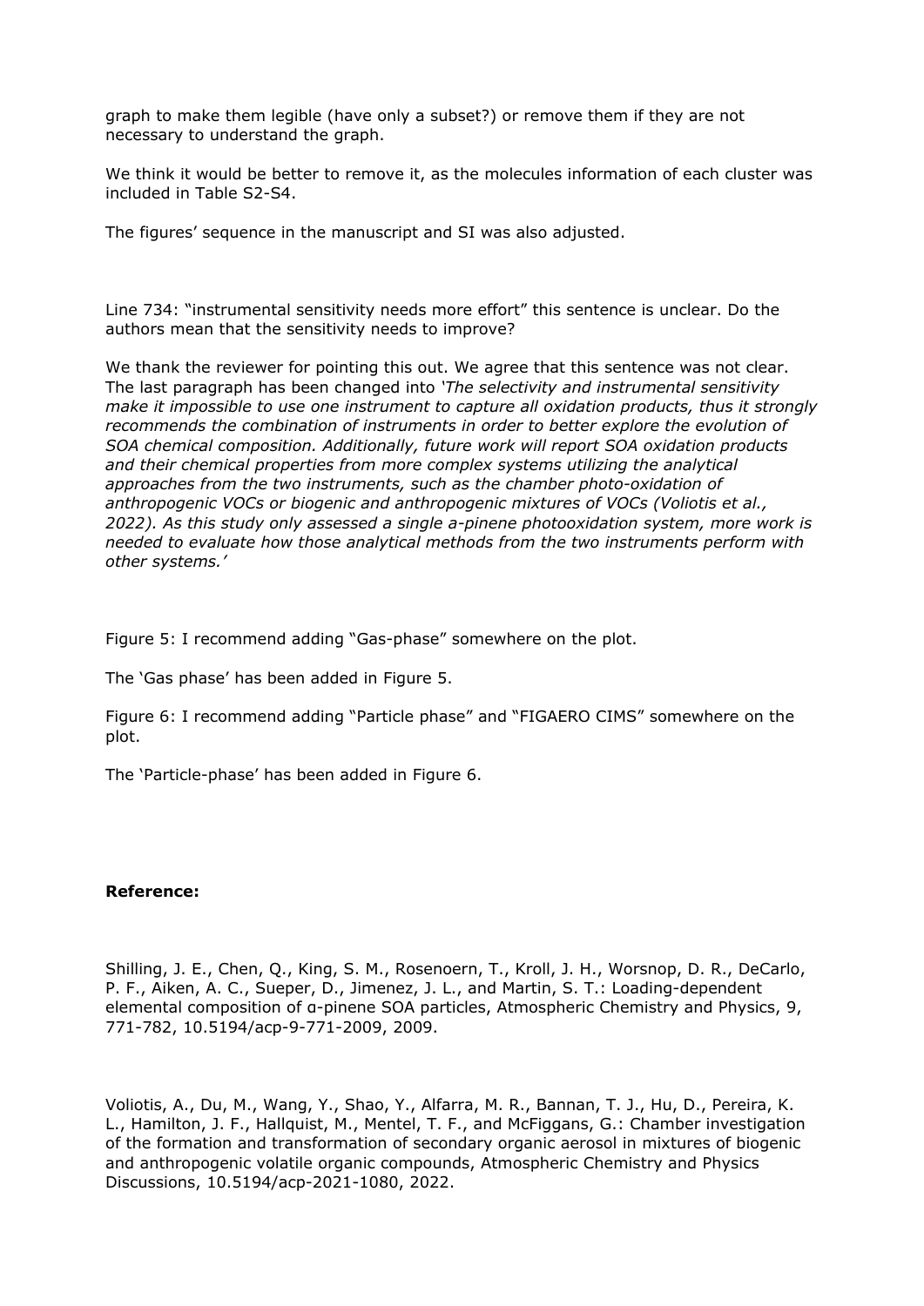graph to make them legible (have only a subset?) or remove them if they are not necessary to understand the graph.

We think it would be better to remove it, as the molecules information of each cluster was included in Table S2-S4.

The figures' sequence in the manuscript and SI was also adjusted.

Line 734: "instrumental sensitivity needs more effort" this sentence is unclear. Do the authors mean that the sensitivity needs to improve?

We thank the reviewer for pointing this out. We agree that this sentence was not clear. The last paragraph has been changed into *'The selectivity and instrumental sensitivity make it impossible to use one instrument to capture all oxidation products, thus it strongly recommends the combination of instruments in order to better explore the evolution of SOA chemical composition. Additionally, future work will report SOA oxidation products and their chemical properties from more complex systems utilizing the analytical approaches from the two instruments, such as the chamber photo-oxidation of anthropogenic VOCs or biogenic and anthropogenic mixtures of VOCs (Voliotis et al., 2022). As this study only assessed a single a-pinene photooxidation system, more work is needed to evaluate how those analytical methods from the two instruments perform with other systems.'*

Figure 5: I recommend adding "Gas-phase" somewhere on the plot.

The 'Gas phase' has been added in Figure 5.

Figure 6: I recommend adding "Particle phase" and "FIGAERO CIMS" somewhere on the plot.

The 'Particle-phase' has been added in Figure 6.

**Reference:**

Shilling, J. E., Chen, Q., King, S. M., Rosenoern, T., Kroll, J. H., Worsnop, D. R., DeCarlo, P. F., Aiken, A. C., Sueper, D., Jimenez, J. L., and Martin, S. T.: Loading-dependent elemental composition of α-pinene SOA particles, Atmospheric Chemistry and Physics, 9, 771-782, 10.5194/acp-9-771-2009, 2009.

Voliotis, A., Du, M., Wang, Y., Shao, Y., Alfarra, M. R., Bannan, T. J., Hu, D., Pereira, K. L., Hamilton, J. F., Hallquist, M., Mentel, T. F., and McFiggans, G.: Chamber investigation of the formation and transformation of secondary organic aerosol in mixtures of biogenic and anthropogenic volatile organic compounds, Atmospheric Chemistry and Physics Discussions, 10.5194/acp-2021-1080, 2022.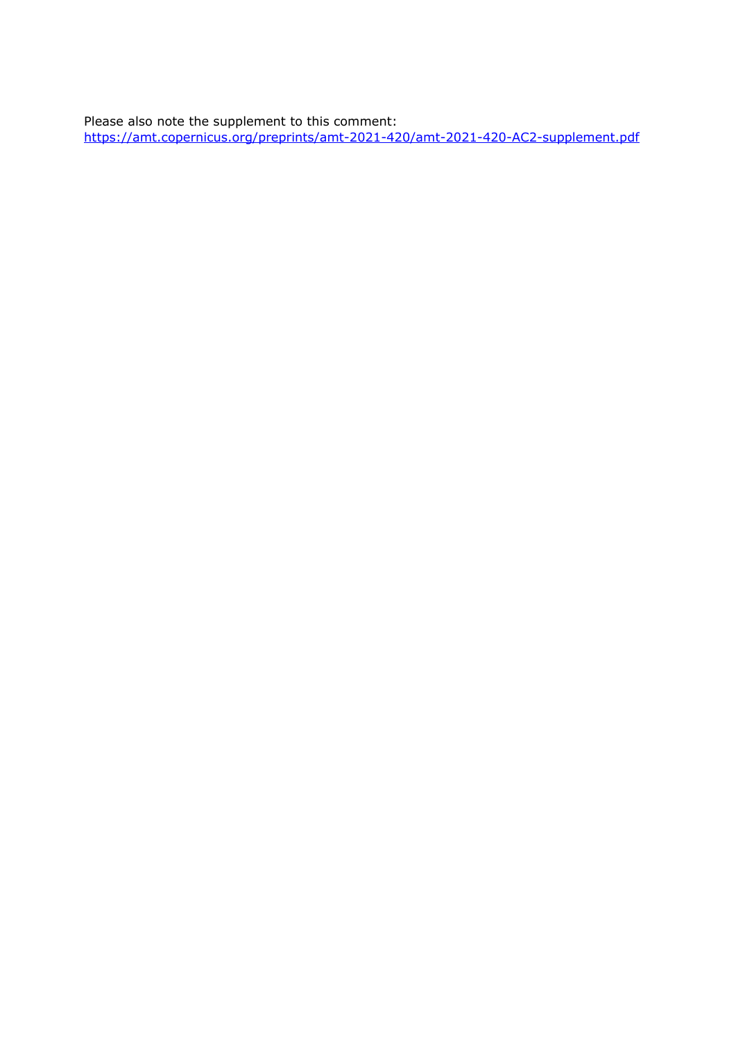Please also note the supplement to this comment:
https://amt.copernicus.org/preprints/amt-2021-420/amt-2021-420-AC2-supplement.pdf